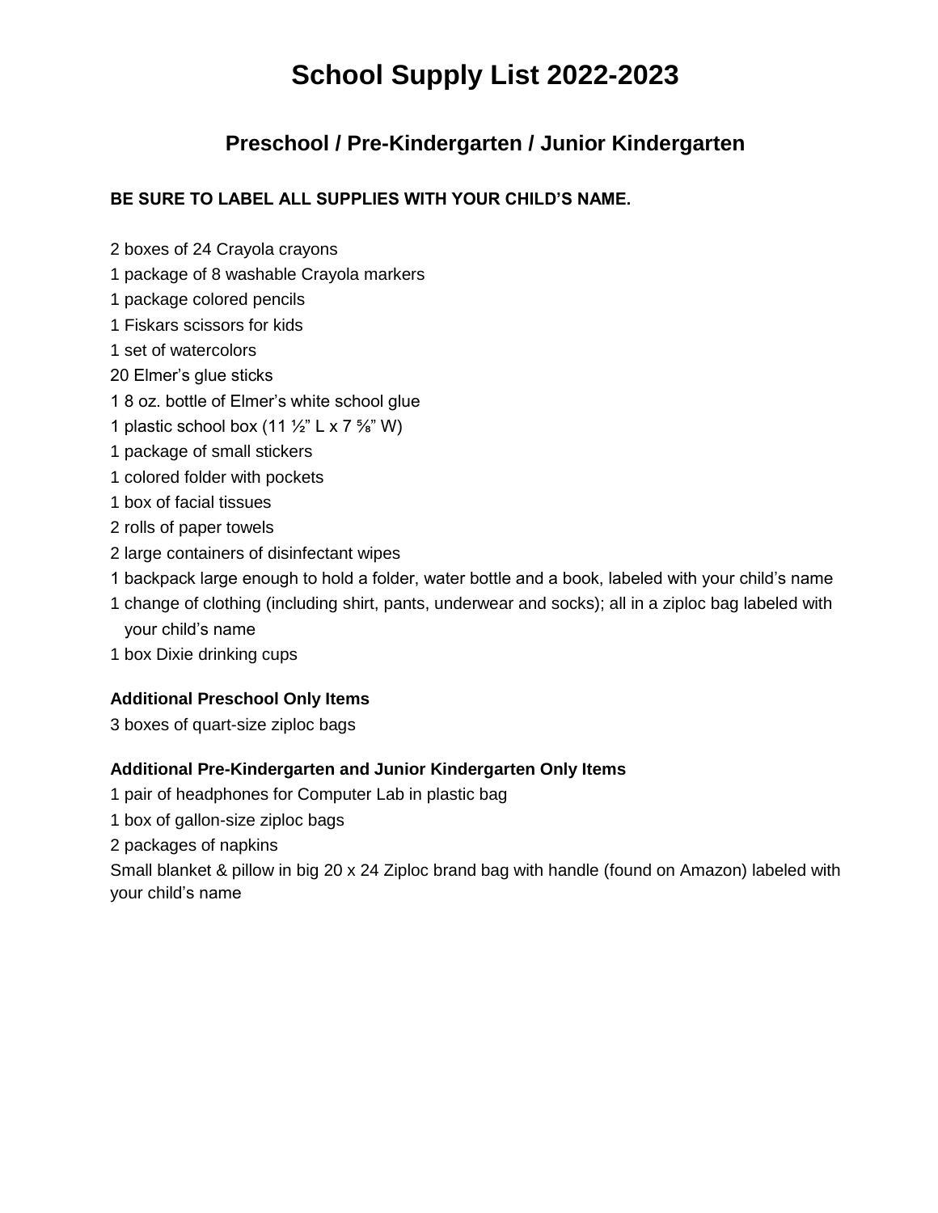# School Supply List 2022-2023

## Preschool / Pre-Kindergarten / Junior Kindergarten

**BE SURE TO LABEL ALL SUPPLIES WITH YOUR CHILD'S NAME.**

2 boxes of 24 Crayola crayons
1 package of 8 washable Crayola markers
1 package colored pencils
1 Fiskars scissors for kids
1 set of watercolors
20 Elmer's glue sticks
1 8 oz. bottle of Elmer's white school glue
1 plastic school box (11 ½" L x 7 ⅝" W)
1 package of small stickers
1 colored folder with pockets
1 box of facial tissues
2 rolls of paper towels
2 large containers of disinfectant wipes
1 backpack large enough to hold a folder, water bottle and a book, labeled with your child's name
1 change of clothing (including shirt, pants, underwear and socks); all in a ziploc bag labeled with your child's name
1 box Dixie drinking cups

**Additional Preschool Only Items**

3 boxes of quart-size ziploc bags

**Additional Pre-Kindergarten and Junior Kindergarten Only Items**

1 pair of headphones for Computer Lab in plastic bag
1 box of gallon-size ziploc bags
2 packages of napkins
Small blanket & pillow in big 20 x 24 Ziploc brand bag with handle (found on Amazon) labeled with your child's name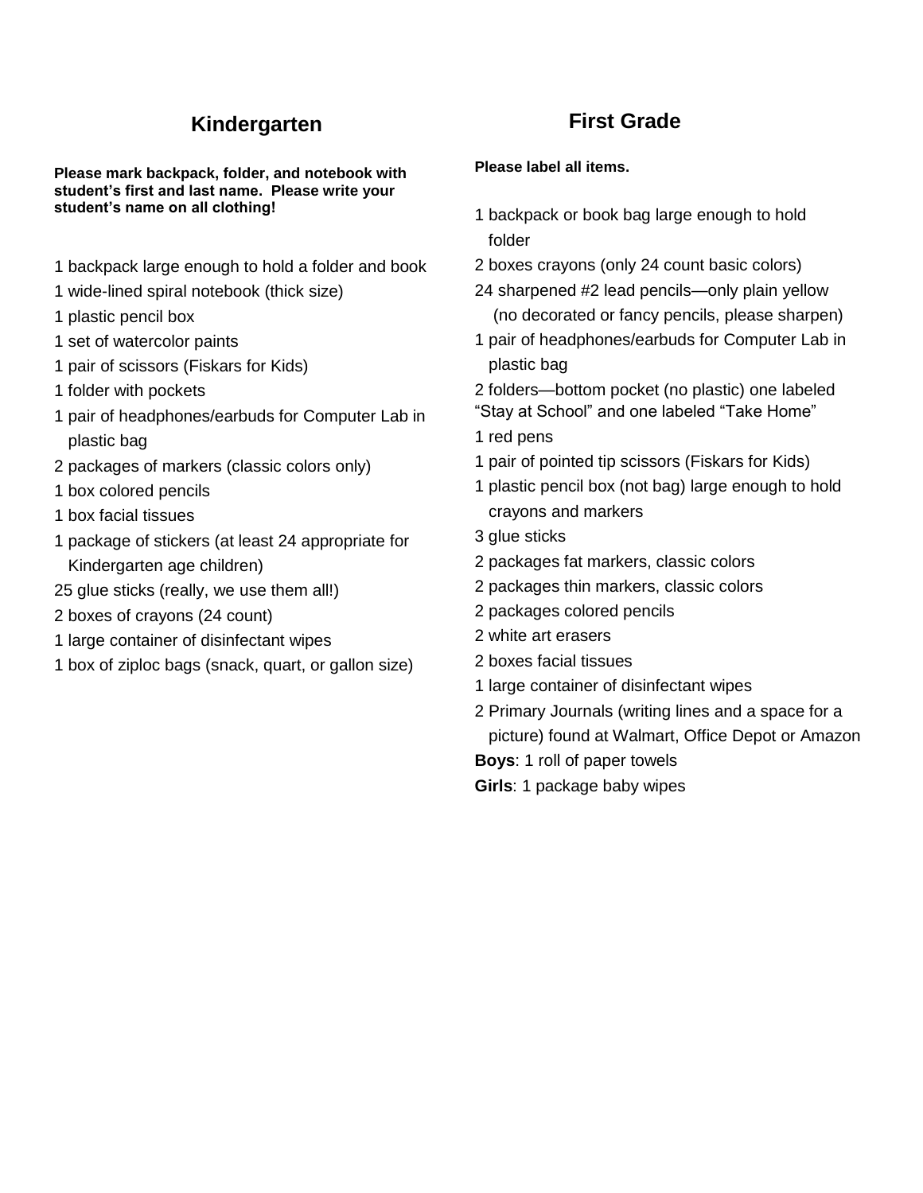## Kindergarten

**Please mark backpack, folder, and notebook with student's first and last name. Please write your student's name on all clothing!**

1 backpack large enough to hold a folder and book
1 wide-lined spiral notebook (thick size)
1 plastic pencil box
1 set of watercolor paints
1 pair of scissors (Fiskars for Kids)
1 folder with pockets
1 pair of headphones/earbuds for Computer Lab in plastic bag
2 packages of markers (classic colors only)
1 box colored pencils
1 box facial tissues
1 package of stickers (at least 24 appropriate for Kindergarten age children)
25 glue sticks (really, we use them all!)
2 boxes of crayons (24 count)
1 large container of disinfectant wipes
1 box of ziploc bags (snack, quart, or gallon size)

## First Grade

**Please label all items.**

1 backpack or book bag large enough to hold folder
2 boxes crayons (only 24 count basic colors)
24 sharpened #2 lead pencils—only plain yellow (no decorated or fancy pencils, please sharpen)
1 pair of headphones/earbuds for Computer Lab in plastic bag
2 folders—bottom pocket (no plastic) one labeled "Stay at School" and one labeled "Take Home"
1 red pens
1 pair of pointed tip scissors (Fiskars for Kids)
1 plastic pencil box (not bag) large enough to hold crayons and markers
3 glue sticks
2 packages fat markers, classic colors
2 packages thin markers, classic colors
2 packages colored pencils
2 white art erasers
2 boxes facial tissues
1 large container of disinfectant wipes
2 Primary Journals (writing lines and a space for a picture) found at Walmart, Office Depot or Amazon
**Boys**: 1 roll of paper towels
**Girls**: 1 package baby wipes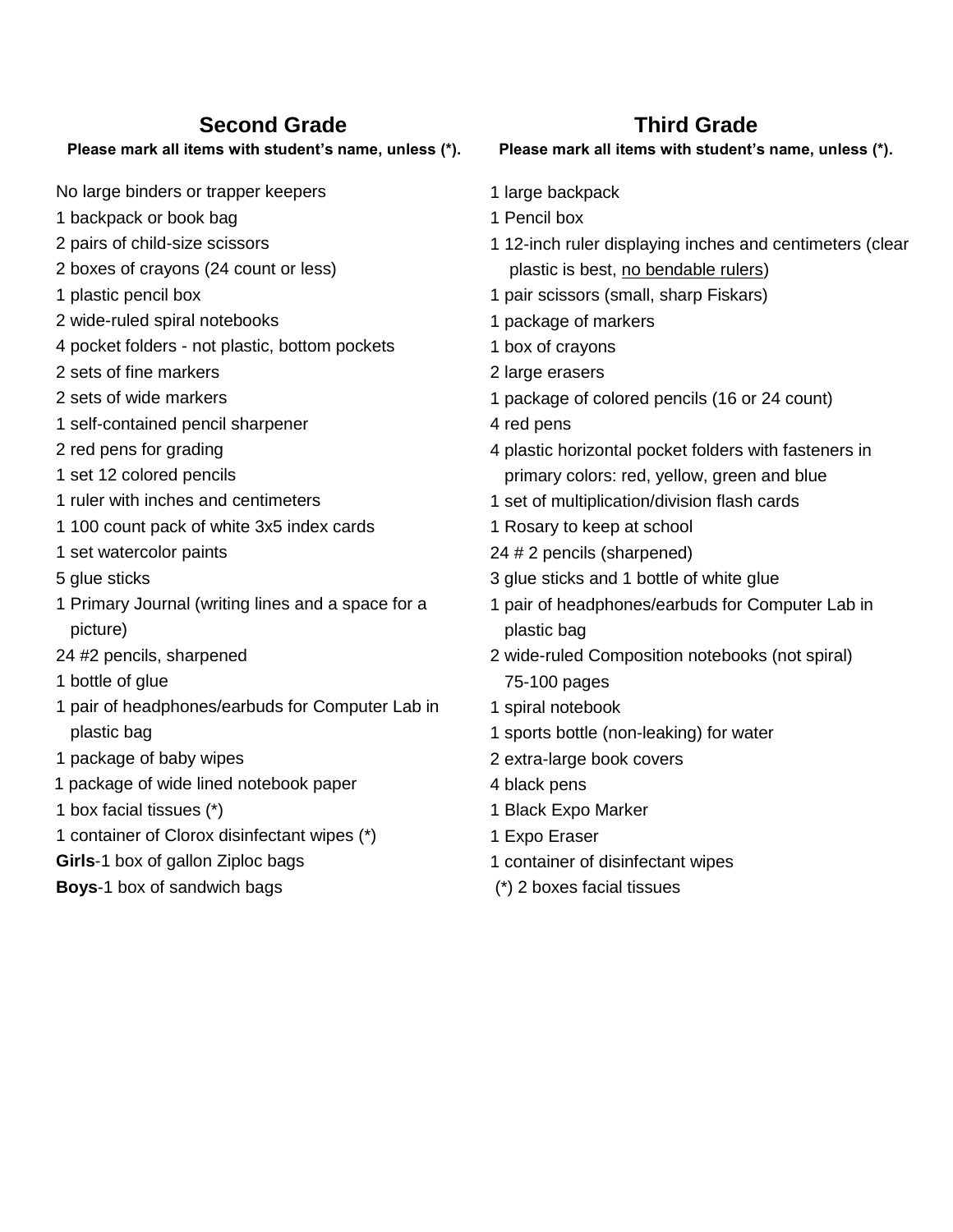## Second Grade

**Please mark all items with student's name, unless (*).**

No large binders or trapper keepers
- 1 backpack or book bag
- 2 pairs of child-size scissors
- 2 boxes of crayons (24 count or less)
- 1 plastic pencil box
- 2 wide-ruled spiral notebooks
- 4 pocket folders - not plastic, bottom pockets
- 2 sets of fine markers
- 2 sets of wide markers
- 1 self-contained pencil sharpener
- 2 red pens for grading
- 1 set 12 colored pencils
- 1 ruler with inches and centimeters
- 1 100 count pack of white 3x5 index cards
- 1 set watercolor paints
- 5 glue sticks
- 1 Primary Journal (writing lines and a space for a picture)
- 24 #2 pencils, sharpened
- 1 bottle of glue
- 1 pair of headphones/earbuds for Computer Lab in plastic bag
- 1 package of baby wipes
- 1 package of wide lined notebook paper
- 1 box facial tissues (*)
- 1 container of Clorox disinfectant wipes (*)

**Girls**-1 box of gallon Ziploc bags

**Boys**-1 box of sandwich bags

## Third Grade

**Please mark all items with student's name, unless (*).**

- 1 large backpack
- 1 Pencil box
- 1 12-inch ruler displaying inches and centimeters (clear plastic is best, <u>no bendable rulers</u>)
- 1 pair scissors (small, sharp Fiskars)
- 1 package of markers
- 1 box of crayons
- 2 large erasers
- 1 package of colored pencils (16 or 24 count)
- 4 red pens
- 4 plastic horizontal pocket folders with fasteners in primary colors: red, yellow, green and blue
- 1 set of multiplication/division flash cards
- 1 Rosary to keep at school
- 24 # 2 pencils (sharpened)
- 3 glue sticks and 1 bottle of white glue
- 1 pair of headphones/earbuds for Computer Lab in plastic bag
- 2 wide-ruled Composition notebooks (not spiral) 75-100 pages
- 1 spiral notebook
- 1 sports bottle (non-leaking) for water
- 2 extra-large book covers
- 4 black pens
- 1 Black Expo Marker
- 1 Expo Eraser
- 1 container of disinfectant wipes
- (*) 2 boxes facial tissues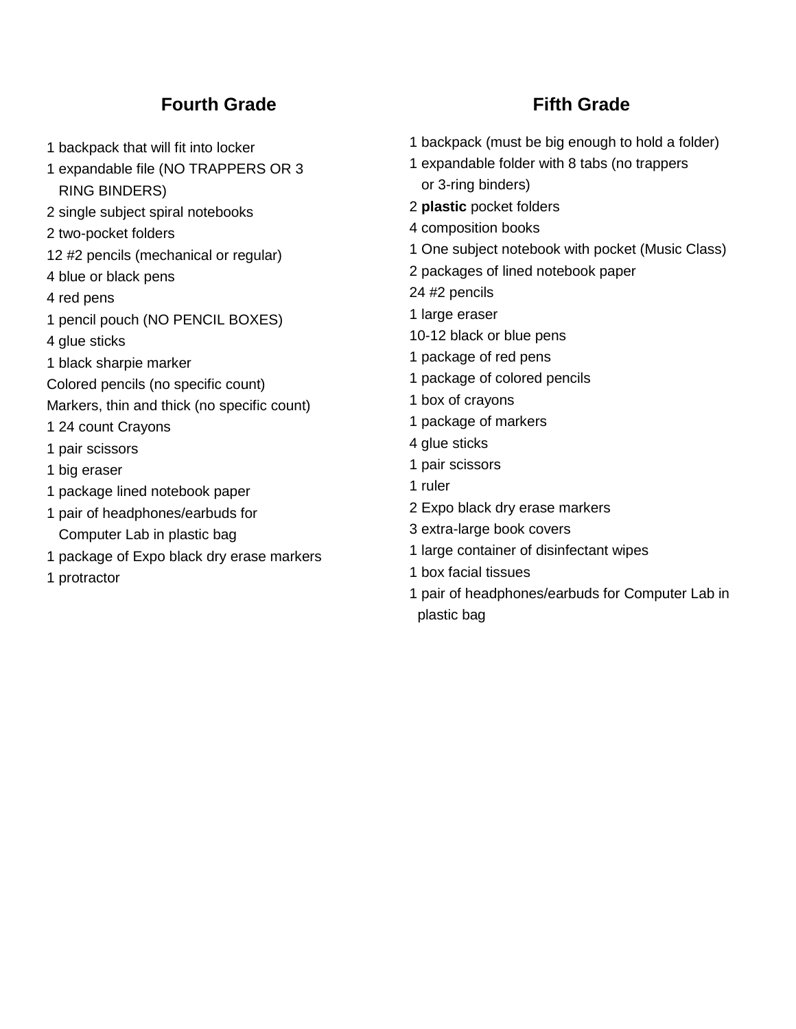## Fourth Grade

1 backpack that will fit into locker
1 expandable file (NO TRAPPERS OR 3 RING BINDERS)
2 single subject spiral notebooks
2 two-pocket folders
12 #2 pencils (mechanical or regular)
4 blue or black pens
4 red pens
1 pencil pouch (NO PENCIL BOXES)
4 glue sticks
1 black sharpie marker
Colored pencils (no specific count)
Markers, thin and thick (no specific count)
1 24 count Crayons
1 pair scissors
1 big eraser
1 package lined notebook paper
1 pair of headphones/earbuds for Computer Lab in plastic bag
1 package of Expo black dry erase markers
1 protractor

## Fifth Grade

1 backpack (must be big enough to hold a folder)
1 expandable folder with 8 tabs (no trappers or 3-ring binders)
2 **plastic** pocket folders
4 composition books
1 One subject notebook with pocket (Music Class)
2 packages of lined notebook paper
24 #2 pencils
1 large eraser
10-12 black or blue pens
1 package of red pens
1 package of colored pencils
1 box of crayons
1 package of markers
4 glue sticks
1 pair scissors
1 ruler
2 Expo black dry erase markers
3 extra-large book covers
1 large container of disinfectant wipes
1 box facial tissues
1 pair of headphones/earbuds for Computer Lab in plastic bag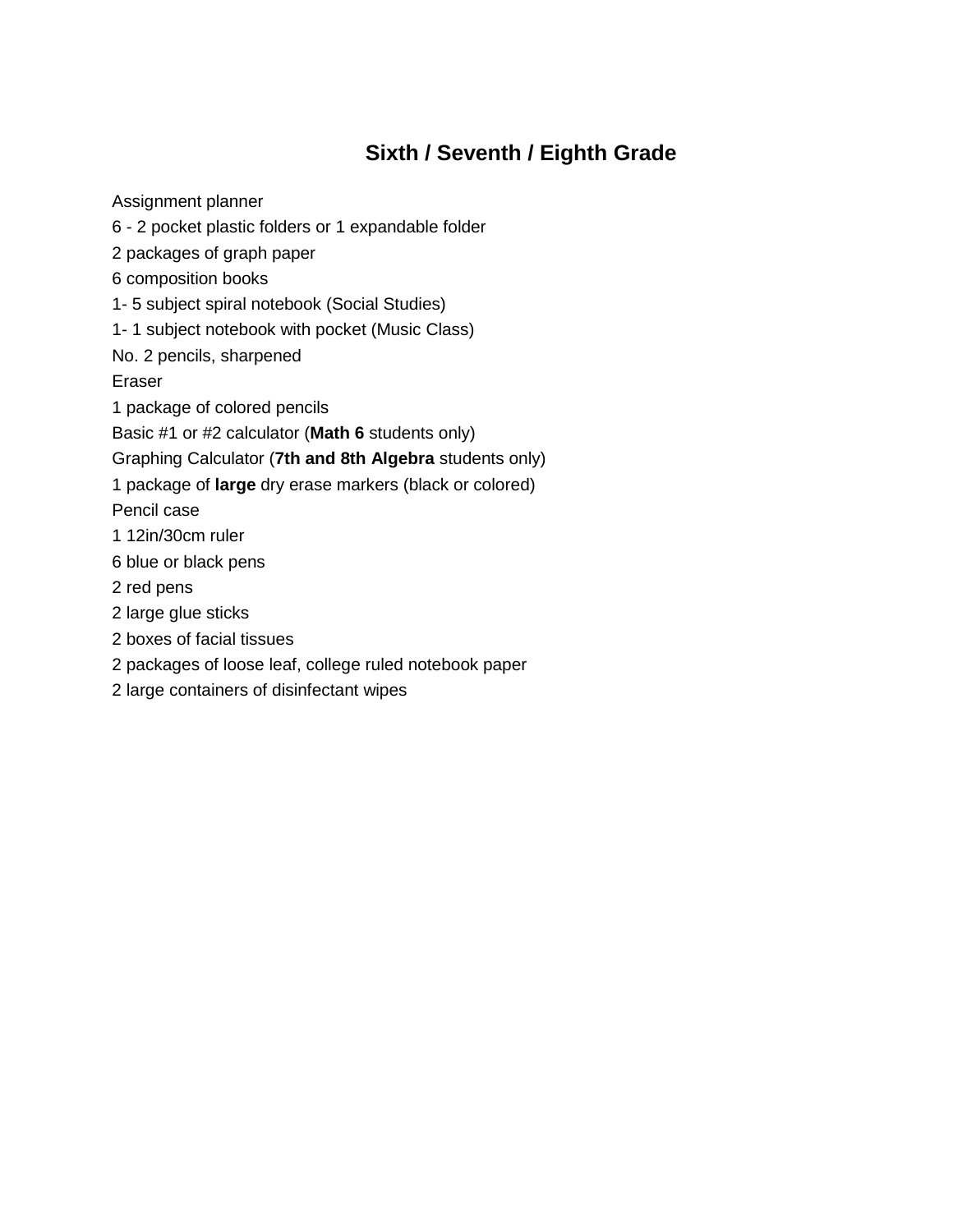# Sixth / Seventh / Eighth Grade

Assignment planner
6 - 2 pocket plastic folders or 1 expandable folder
2 packages of graph paper
6 composition books
1- 5 subject spiral notebook (Social Studies)
1- 1 subject notebook with pocket (Music Class)
No. 2 pencils, sharpened
Eraser
1 package of colored pencils
Basic #1 or #2 calculator (**Math 6** students only)
Graphing Calculator (**7th and 8th Algebra** students only)
1 package of **large** dry erase markers (black or colored)
Pencil case
1 12in/30cm ruler
6 blue or black pens
2 red pens
2 large glue sticks
2 boxes of facial tissues
2 packages of loose leaf, college ruled notebook paper
2 large containers of disinfectant wipes